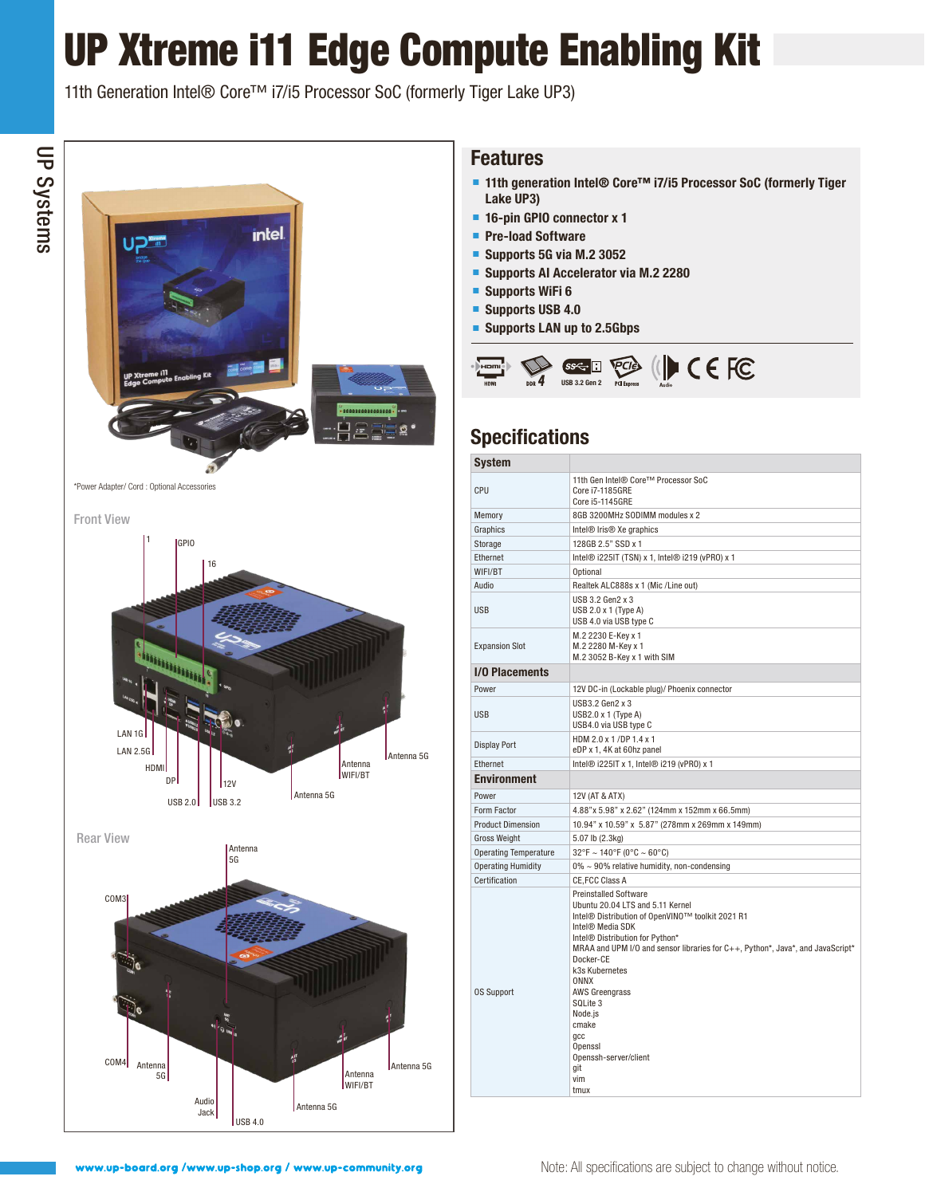# UP Xtreme i11 Edge Compute Enabling Kit

11th Generation Intel® Core™ i7/i5 Processor SoC (formerly Tiger Lake UP3)

*Power Adapter/ Cord : Optional Accessories

Front View

1, GPIO, 16, LAN 1G, LAN 2.5G, HDMI, DP, USB 2.0, USB 3.2, 12V, Antenna 5G, Antenna WIFI/BT, Antenna 5G

Rear View

Antenna 5G, COM3, COM4, Antenna 5G, Audio Jack, USB 4.0, Antenna 5G, Antenna WIFI/BT, Antenna 5G

## Features

- 11th generation Intel® Core™ i7/i5 Processor SoC (formerly Tiger Lake UP3)
- 16-pin GPIO connector x 1
- Pre-load Software
- Supports 5G via M.2 3052
- Supports AI Accelerator via M.2 2280
- Supports WiFi 6
- Supports USB 4.0
- Supports LAN up to 2.5Gbps

HDMI, DDR 4, USB 3.2 Gen 2, PCI Express, Audio, CE, FC

## Specifications

| System | |
|---|---|
| CPU | 11th Gen Intel® Core™ Processor SoC<br>Core i7-1185GRE<br>Core i5-1145GRE |
| Memory | 8GB 3200MHz SODIMM modules x 2 |
| Graphics | Intel® Iris® Xe graphics |
| Storage | 128GB 2.5" SSD x 1 |
| Ethernet | Intel® i225IT (TSN) x 1, Intel® i219 (vPRO) x 1 |
| WIFI/BT | Optional |
| Audio | Realtek ALC888s x 1 (Mic /Line out) |
| USB | USB 3.2 Gen2 x 3<br>USB 2.0 x 1 (Type A)<br>USB 4.0 via USB type C |
| Expansion Slot | M.2 2230 E-Key x 1<br>M.2 2280 M-Key x 1<br>M.2 3052 B-Key x 1 with SIM |
| **I/O Placements** | |
| Power | 12V DC-in (Lockable plug)/ Phoenix connector |
| USB | USB3.2 Gen2 x 3<br>USB2.0 x 1 (Type A)<br>USB4.0 via USB type C |
| Display Port | HDM 2.0 x 1 /DP 1.4 x 1<br>eDP x 1, 4K at 60hz panel |
| Ethernet | Intel® i225IT x 1, Intel® i219 (vPRO) x 1 |
| **Environment** | |
| Power | 12V (AT & ATX) |
| Form Factor | 4.88"x 5.98" x 2.62" (124mm x 152mm x 66.5mm) |
| Product Dimension | 10.94" x 10.59" x 5.87" (278mm x 269mm x 149mm) |
| Gross Weight | 5.07 lb (2.3kg) |
| Operating Temperature | 32°F ~ 140°F (0°C ~ 60°C) |
| Operating Humidity | 0% ~ 90% relative humidity, non-condensing |
| Certification | CE,FCC Class A |
| OS Support | Preinstalled Software<br>Ubuntu 20.04 LTS and 5.11 Kernel<br>Intel® Distribution of OpenVINO™ toolkit 2021 R1<br>Intel® Media SDK<br>Intel® Distribution for Python*<br>MRAA and UPM I/O and sensor libraries for C++, Python*, Java*, and JavaScript*<br>Docker-CE<br>k3s Kubernetes<br>ONNX<br>AWS Greengrass<br>SQLite 3<br>Node.js<br>cmake<br>gcc<br>Openssl<br>Openssh-server/client<br>git<br>vim<br>tmux |

www.up-board.org /www.up-shop.org / www.up-community.org

Note: All specifications are subject to change without notice.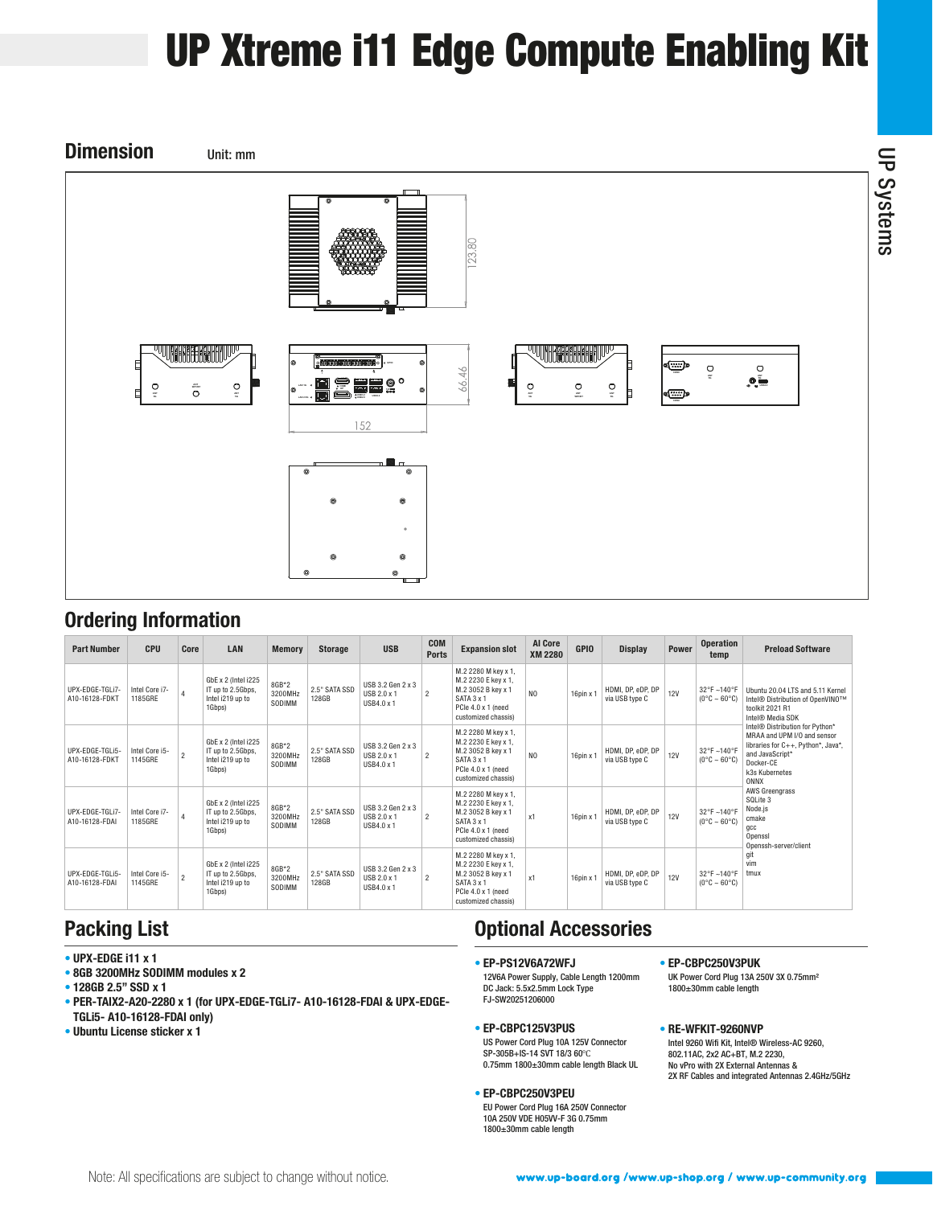# UP Xtreme i11 Edge Compute Enabling Kit

## Dimension

Unit: mm

123.80

66.46

152

## Ordering Information

| Part Number | CPU | Core | LAN | Memory | Storage | USB | COM Ports | Expansion slot | AI Core XM 2280 | GPIO | Display | Power | Operation temp | Preload Software |
|---|---|---|---|---|---|---|---|---|---|---|---|---|---|---|
| UPX-EDGE-TGLi7-A10-16128-FDKT | Intel Core i7-1185GRE | 4 | GbE x 2 (Intel i225 IT up to 2.5Gbps, Intel i219 up to 1Gbps) | 8GB*2 3200MHz SODIMM | 2.5" SATA SSD 128GB | USB 3.2 Gen 2 x 3 USB 2.0 x 1 USB4.0 x 1 | 2 | M.2 2280 M key x 1, M.2 2230 E key x 1, M.2 3052 B key x 1 SATA 3 x 1 PCIe 4.0 x 1 (need customized chassis) | NO | 16pin x 1 | HDMI, DP, eDP, DP via USB type C | 12V | 32°F ~140°F (0°C ~ 60°C) | Ubuntu 20.04 LTS and 5.11 Kernel Intel® Distribution of OpenVINO™ toolkit 2021 R1 Intel® Media SDK Intel® Distribution for Python* MRAA and UPM I/O and sensor libraries for C++, Python*, Java*, and JavaScript* Docker-CE k3s Kubernetes ONNX AWS Greengrass SQLite 3 Node.js cmake gcc Openssl Openssh-server/client git vim tmux |
| UPX-EDGE-TGLi5-A10-16128-FDKT | Intel Core i5-1145GRE | 2 | GbE x 2 (Intel i225 IT up to 2.5Gbps, Intel i219 up to 1Gbps) | 8GB*2 3200MHz SODIMM | 2.5" SATA SSD 128GB | USB 3.2 Gen 2 x 3 USB 2.0 x 1 USB4.0 x 1 | 2 | M.2 2280 M key x 1, M.2 2230 E key x 1, M.2 3052 B key x 1 SATA 3 x 1 PCIe 4.0 x 1 (need customized chassis) | NO | 16pin x 1 | HDMI, DP, eDP, DP via USB type C | 12V | 32°F ~140°F (0°C ~ 60°C) | |
| UPX-EDGE-TGLi7-A10-16128-FDAI | Intel Core i7-1185GRE | 4 | GbE x 2 (Intel i225 IT up to 2.5Gbps, Intel i219 up to 1Gbps) | 8GB*2 3200MHz SODIMM | 2.5" SATA SSD 128GB | USB 3.2 Gen 2 x 3 USB 2.0 x 1 USB4.0 x 1 | 2 | M.2 2280 M key x 1, M.2 2230 E key x 1, M.2 3052 B key x 1 SATA 3 x 1 PCIe 4.0 x 1 (need customized chassis) | x1 | 16pin x 1 | HDMI, DP, eDP, DP via USB type C | 12V | 32°F ~140°F (0°C ~ 60°C) | |
| UPX-EDGE-TGLi5-A10-16128-FDAI | Intel Core i5-1145GRE | 2 | GbE x 2 (Intel i225 IT up to 2.5Gbps, Intel i219 up to 1Gbps) | 8GB*2 3200MHz SODIMM | 2.5" SATA SSD 128GB | USB 3.2 Gen 2 x 3 USB 2.0 x 1 USB4.0 x 1 | 2 | M.2 2280 M key x 1, M.2 2230 E key x 1, M.2 3052 B key x 1 SATA 3 x 1 PCIe 4.0 x 1 (need customized chassis) | x1 | 16pin x 1 | HDMI, DP, eDP, DP via USB type C | 12V | 32°F ~140°F (0°C ~ 60°C) | |

## Packing List

- **UPX-EDGE i11 x 1**
- **8GB 3200MHz SODIMM modules x 2**
- **128GB 2.5" SSD x 1**
- **PER-TAIX2-A20-2280 x 1 (for UPX-EDGE-TGLi7- A10-16128-FDAI & UPX-EDGE-TGLi5- A10-16128-FDAI only)**
- **Ubuntu License sticker x 1**

## Optional Accessories

- **EP-PS12V6A72WFJ**
  12V6A Power Supply, Cable Length 1200mm
  DC Jack: 5.5x2.5mm Lock Type
  FJ-SW20251206000
- **EP-CBPC125V3PUS**
  US Power Cord Plug 10A 125V Connector
  SP-305B+IS-14 SVT 18/3 60°C
  0.75mm 1800±30mm cable length Black UL
- **EP-CBPC250V3PEU**
  EU Power Cord Plug 16A 250V Connector
  10A 250V VDE H05VV-F 3G 0.75mm
  1800±30mm cable length
- **EP-CBPC250V3PUK**
  UK Power Cord Plug 13A 250V 3X 0.75mm²
  1800±30mm cable length
- **RE-WFKIT-9260NVP**
  Intel 9260 Wifi Kit, Intel® Wireless-AC 9260,
  802.11AC, 2x2 AC+BT, M.2 2230,
  No vPro with 2X External Antennas &
  2X RF Cables and integrated Antennas 2.4GHz/5GHz

Note: All specifications are subject to change without notice.

www.up-board.org /www.up-shop.org / www.up-community.org